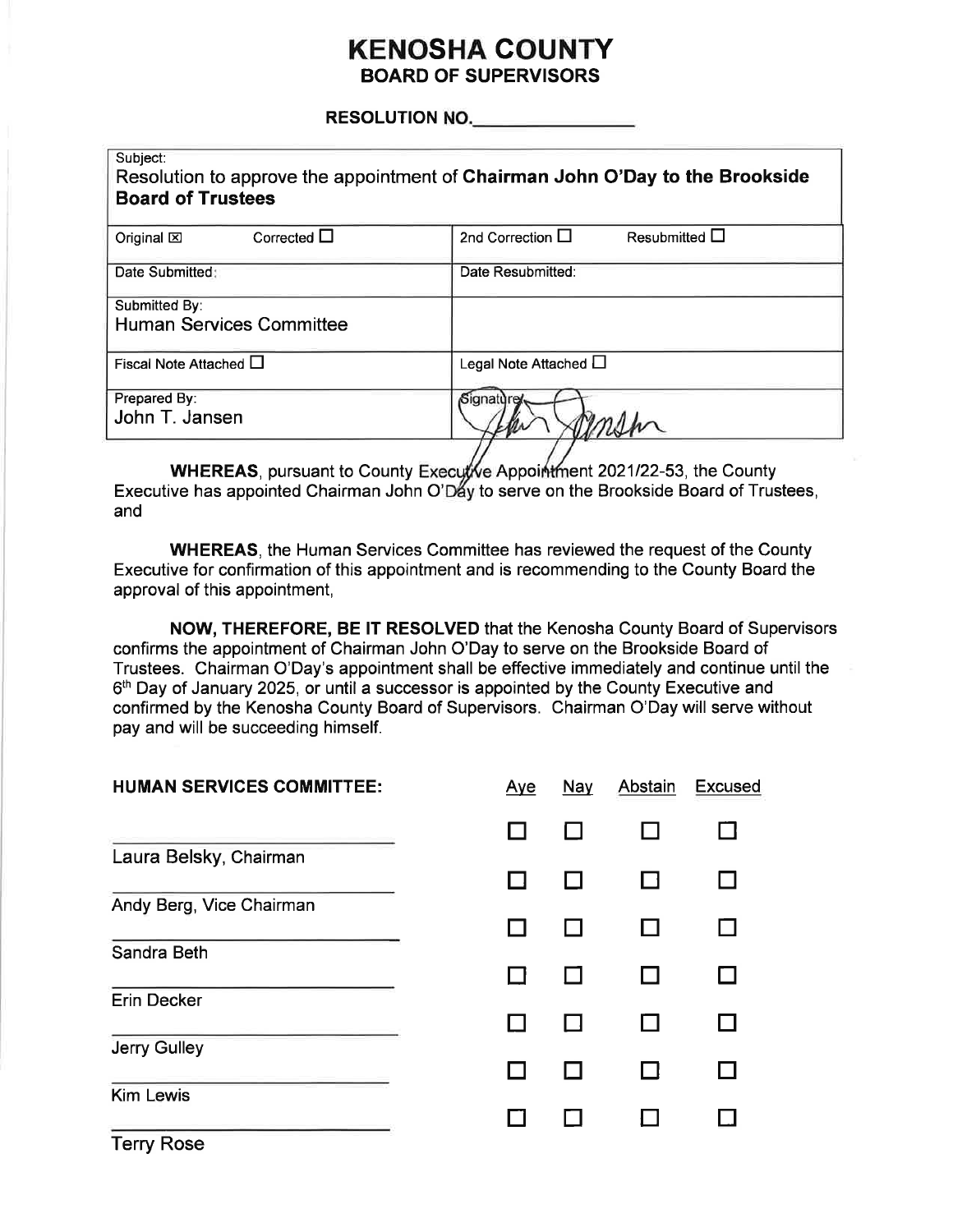# KENOSHA COUNTY

## BOARD OF SUPERVISORS

**RESOLUTION NO.\_\_\_\_\_\_\_\_\_\_\_\_\_\_\_\_**

| | |
|---|---|
| Subject: Resolution to approve the appointment of **Chairman John O'Day to the Brookside Board of Trustees** | |
| Original ☒ Corrected ☐ | 2nd Correction ☐ Resubmitted ☐ |
| Date Submitted: | Date Resubmitted: |
| Submitted By: Human Services Committee | |
| Fiscal Note Attached ☐ | Legal Note Attached ☐ |
| Prepared By: John T. Jansen | Signature: |

**WHEREAS**, pursuant to County Executive Appointment 2021/22-53, the County Executive has appointed Chairman John O'Day to serve on the Brookside Board of Trustees, and

**WHEREAS**, the Human Services Committee has reviewed the request of the County Executive for confirmation of this appointment and is recommending to the County Board the approval of this appointment,

**NOW, THEREFORE, BE IT RESOLVED** that the Kenosha County Board of Supervisors confirms the appointment of Chairman John O'Day to serve on the Brookside Board of Trustees. Chairman O'Day's appointment shall be effective immediately and continue until the 6th Day of January 2025, or until a successor is appointed by the County Executive and confirmed by the Kenosha County Board of Supervisors. Chairman O'Day will serve without pay and will be succeeding himself.

| HUMAN SERVICES COMMITTEE: | Aye | Nay | Abstain | Excused |
|---|---|---|---|---|
| Laura Belsky, Chairman | ☐ | ☐ | ☐ | ☐ |
| Andy Berg, Vice Chairman | ☐ | ☐ | ☐ | ☐ |
| Sandra Beth | ☐ | ☐ | ☐ | ☐ |
| Erin Decker | ☐ | ☐ | ☐ | ☐ |
| Jerry Gulley | ☐ | ☐ | ☐ | ☐ |
| Kim Lewis | ☐ | ☐ | ☐ | ☐ |
| Terry Rose | ☐ | ☐ | ☐ | ☐ |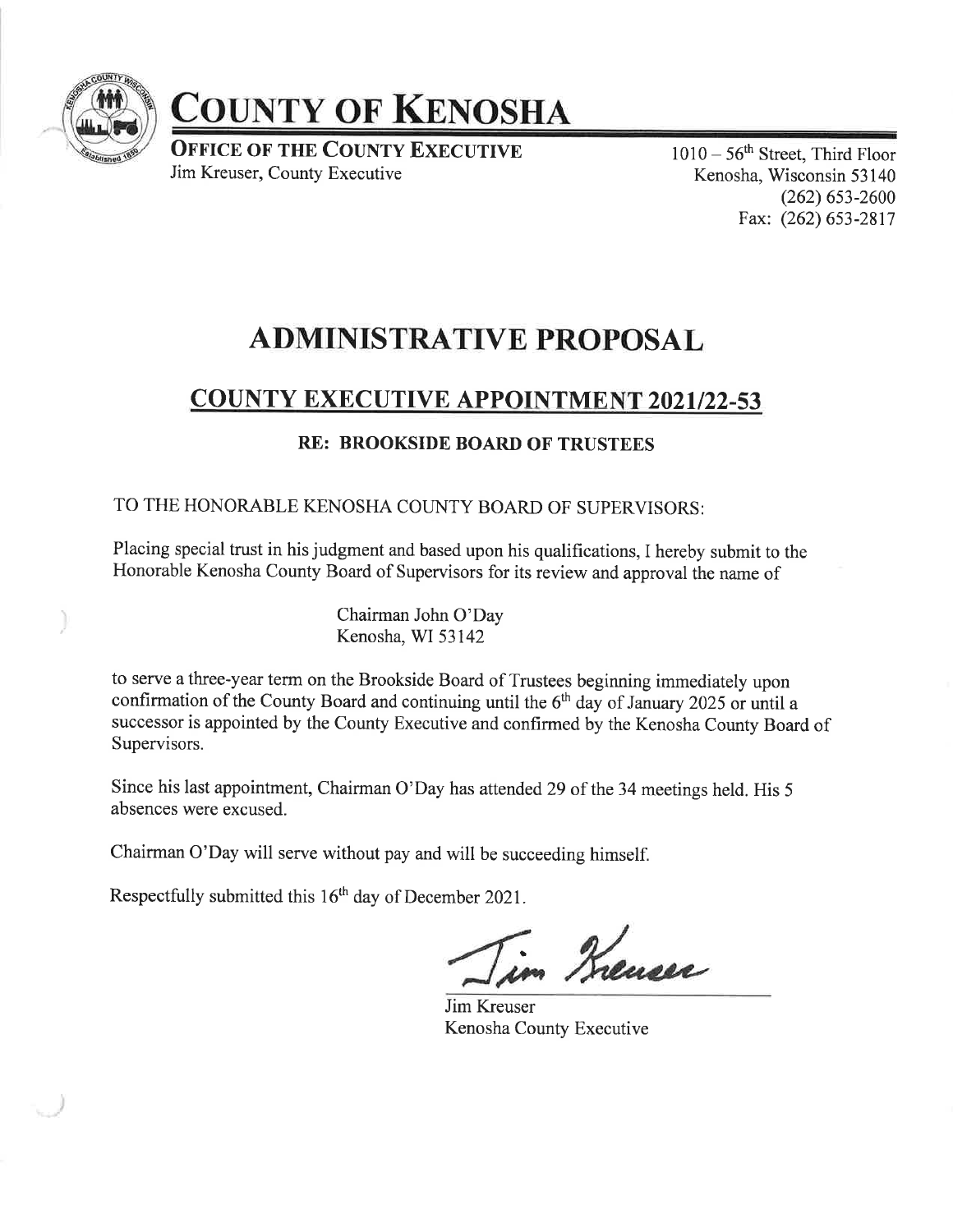# COUNTY OF KENOSHA

**OFFICE OF THE COUNTY EXECUTIVE**
Jim Kreuser, County Executive

1010 – 56th Street, Third Floor
Kenosha, Wisconsin 53140
(262) 653-2600
Fax: (262) 653-2817

# ADMINISTRATIVE PROPOSAL

## COUNTY EXECUTIVE APPOINTMENT 2021/22-53

### RE: BROOKSIDE BOARD OF TRUSTEES

TO THE HONORABLE KENOSHA COUNTY BOARD OF SUPERVISORS:

Placing special trust in his judgment and based upon his qualifications, I hereby submit to the Honorable Kenosha County Board of Supervisors for its review and approval the name of

Chairman John O'Day
Kenosha, WI 53142

to serve a three-year term on the Brookside Board of Trustees beginning immediately upon confirmation of the County Board and continuing until the 6th day of January 2025 or until a successor is appointed by the County Executive and confirmed by the Kenosha County Board of Supervisors.

Since his last appointment, Chairman O'Day has attended 29 of the 34 meetings held. His 5 absences were excused.

Chairman O'Day will serve without pay and will be succeeding himself.

Respectfully submitted this 16th day of December 2021.

Jim Kreuser
Kenosha County Executive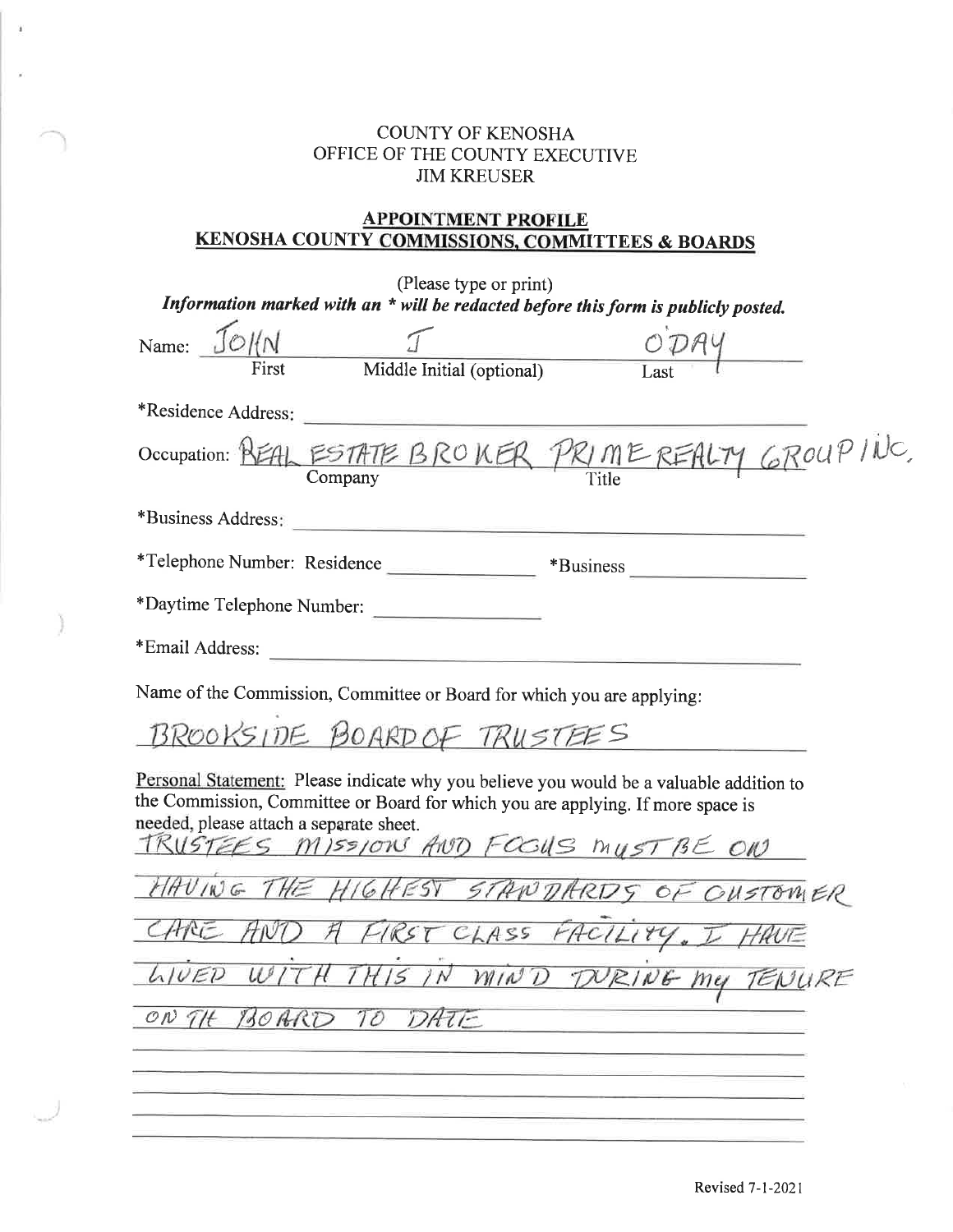COUNTY OF KENOSHA
OFFICE OF THE COUNTY EXECUTIVE
JIM KREUSER

## APPOINTMENT PROFILE
## KENOSHA COUNTY COMMISSIONS, COMMITTEES & BOARDS

(Please type or print)

***Information marked with an * will be redacted before this form is publicly posted.***

Name: JOHN (First) J (Middle Initial (optional)) O'DAY (Last)

*Residence Address:

Occupation: REAL ESTATE BROKER (Company) PRIME REALTY GROUP INC. (Title)

*Business Address:

*Telephone Number: Residence ______ *Business ______

*Daytime Telephone Number:

*Email Address:

Name of the Commission, Committee or Board for which you are applying:

BROOKSIDE BOARD OF TRUSTEES

Personal Statement: Please indicate why you believe you would be a valuable addition to the Commission, Committee or Board for which you are applying. If more space is needed, please attach a separate sheet.

TRUSTEES MISSION AND FOCUS MUST BE ON HAVING THE HIGHEST STANDARDS OF CUSTOMER CARE AND A FIRST CLASS FACILITY. I HAVE LIVED WITH THIS IN MIND DURING my TENURE ON TH BOARD TO DATE

Revised 7-1-2021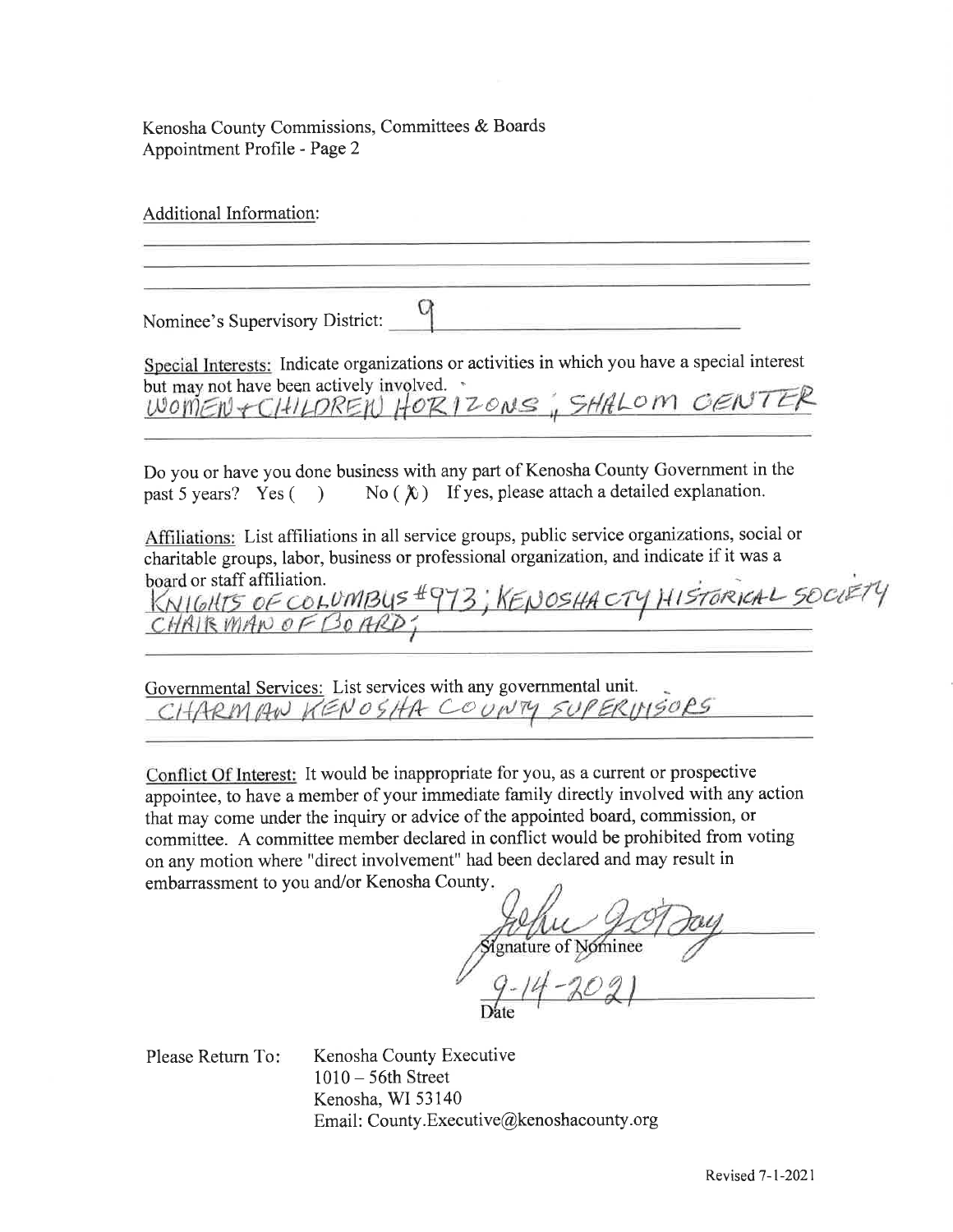Kenosha County Commissions, Committees & Boards
Appointment Profile - Page 2

Additional Information:

Nominee's Supervisory District: 9

Special Interests: Indicate organizations or activities in which you have a special interest but may not have been actively involved.
WOMEN + CHILDREN HORIZONS ; SHALOM CENTER

Do you or have you done business with any part of Kenosha County Government in the past 5 years? Yes ( ) No ( X ) If yes, please attach a detailed explanation.

Affiliations: List affiliations in all service groups, public service organizations, social or charitable groups, labor, business or professional organization, and indicate if it was a board or staff affiliation.
KNIGHTS OF COLUMBUS #973 ; KENOSHA CTY HISTORICAL SOCIETY CHAIRMAN OF BOARD ;

Governmental Services: List services with any governmental unit.
CHARMAN KENOSHA COUNTY SUPERVISORS

Conflict Of Interest: It would be inappropriate for you, as a current or prospective appointee, to have a member of your immediate family directly involved with any action that may come under the inquiry or advice of the appointed board, commission, or committee. A committee member declared in conflict would be prohibited from voting on any motion where "direct involvement" had been declared and may result in embarrassment to you and/or Kenosha County.

John O'Day
Signature of Nominee

9-14-2021
Date

Please Return To: Kenosha County Executive
1010 – 56th Street
Kenosha, WI 53140
Email: County.Executive@kenoshacounty.org

Revised 7-1-2021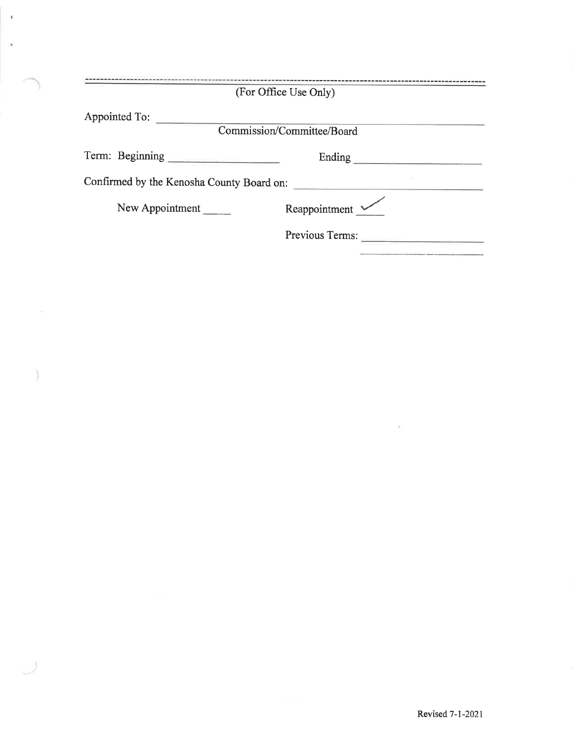(For Office Use Only)

Appointed To: ______________________________
Commission/Committee/Board

Term: Beginning ____________________ Ending ____________________

Confirmed by the Kenosha County Board on: ____________________

New Appointment _____ Reappointment ✓

Previous Terms: ____________________
____________________

Revised 7-1-2021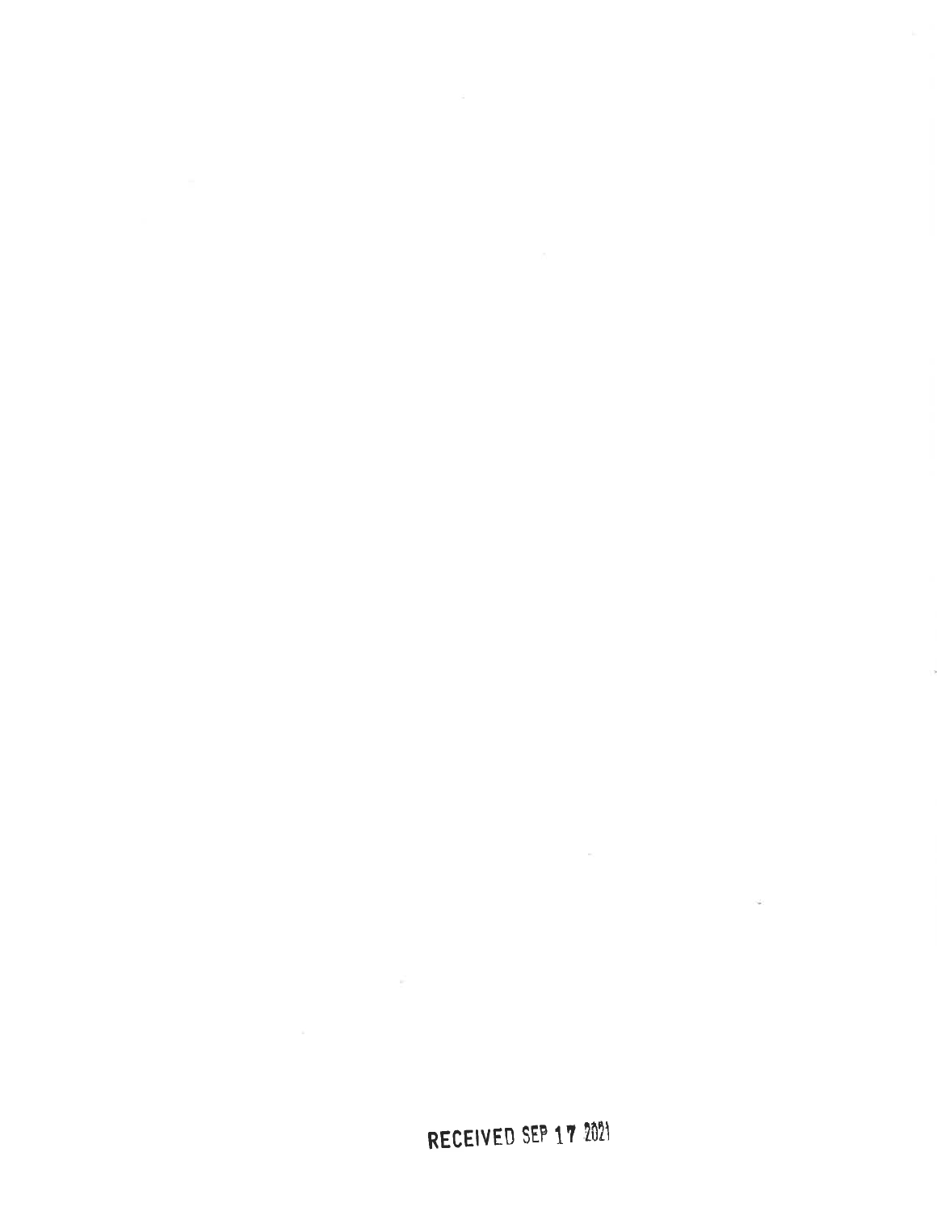RECEIVED SEP 17 2021